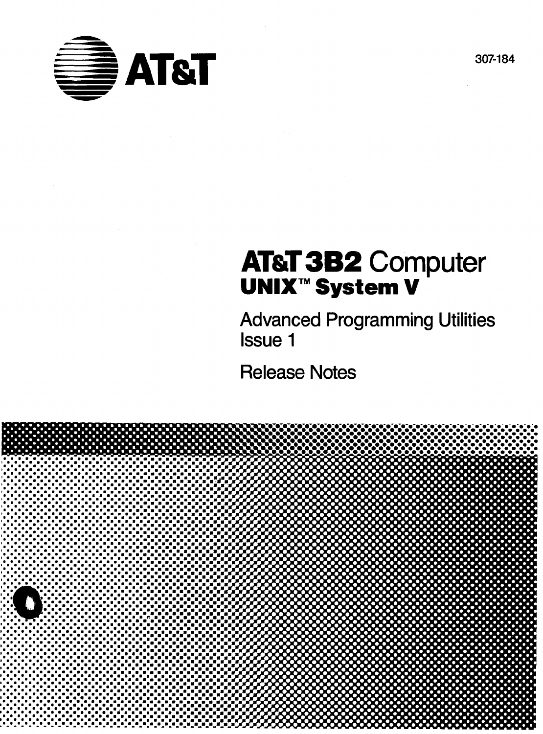AT&T

307-184

# AT&T 3B2 Computer
## UNIX™ System V

Advanced Programming Utilities
Issue 1

Release Notes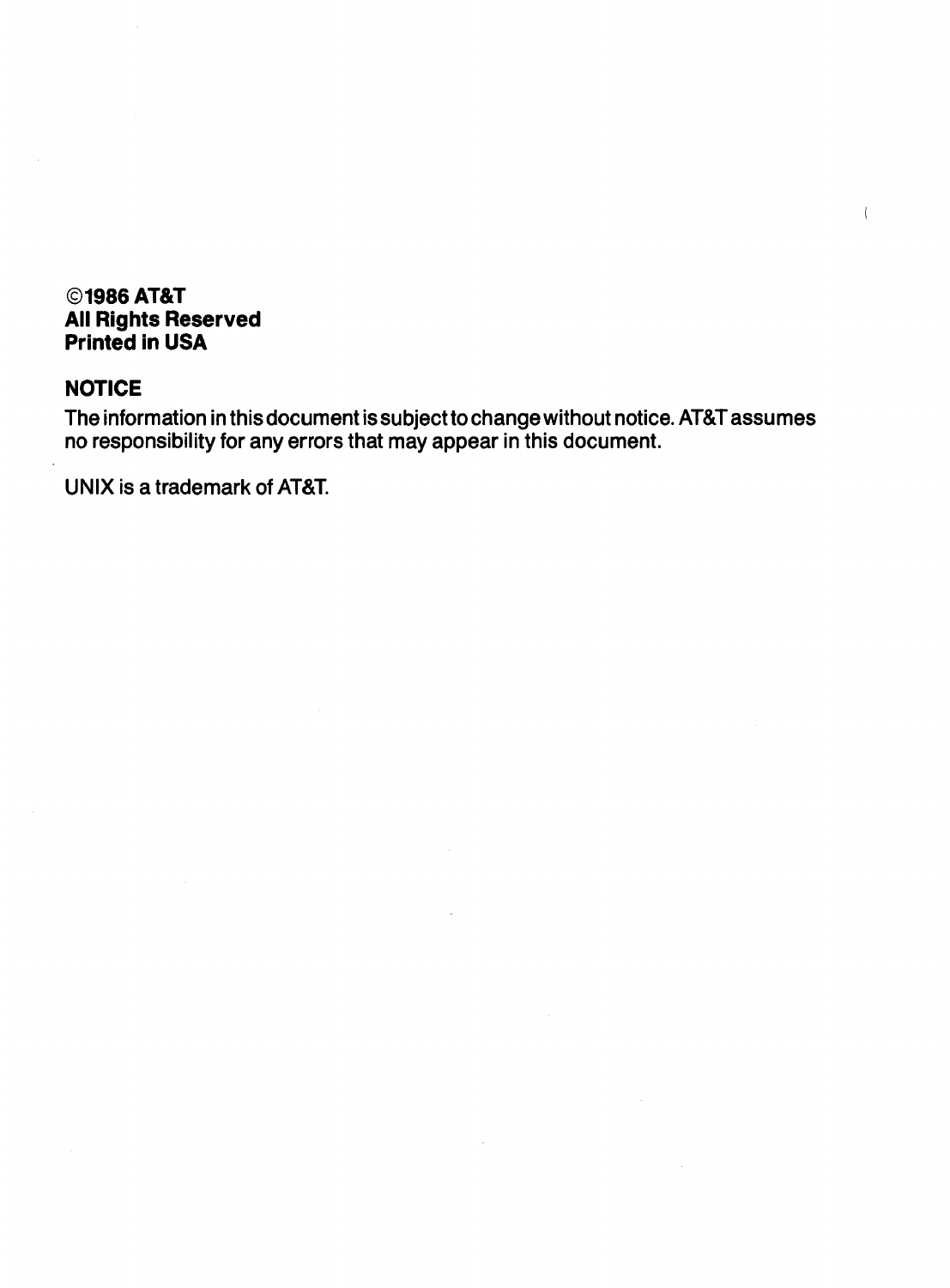**©1986 AT&T**
**All Rights Reserved**
**Printed in USA**

**NOTICE**

The information in this document is subject to change without notice. AT&T assumes no responsibility for any errors that may appear in this document.

UNIX is a trademark of AT&T.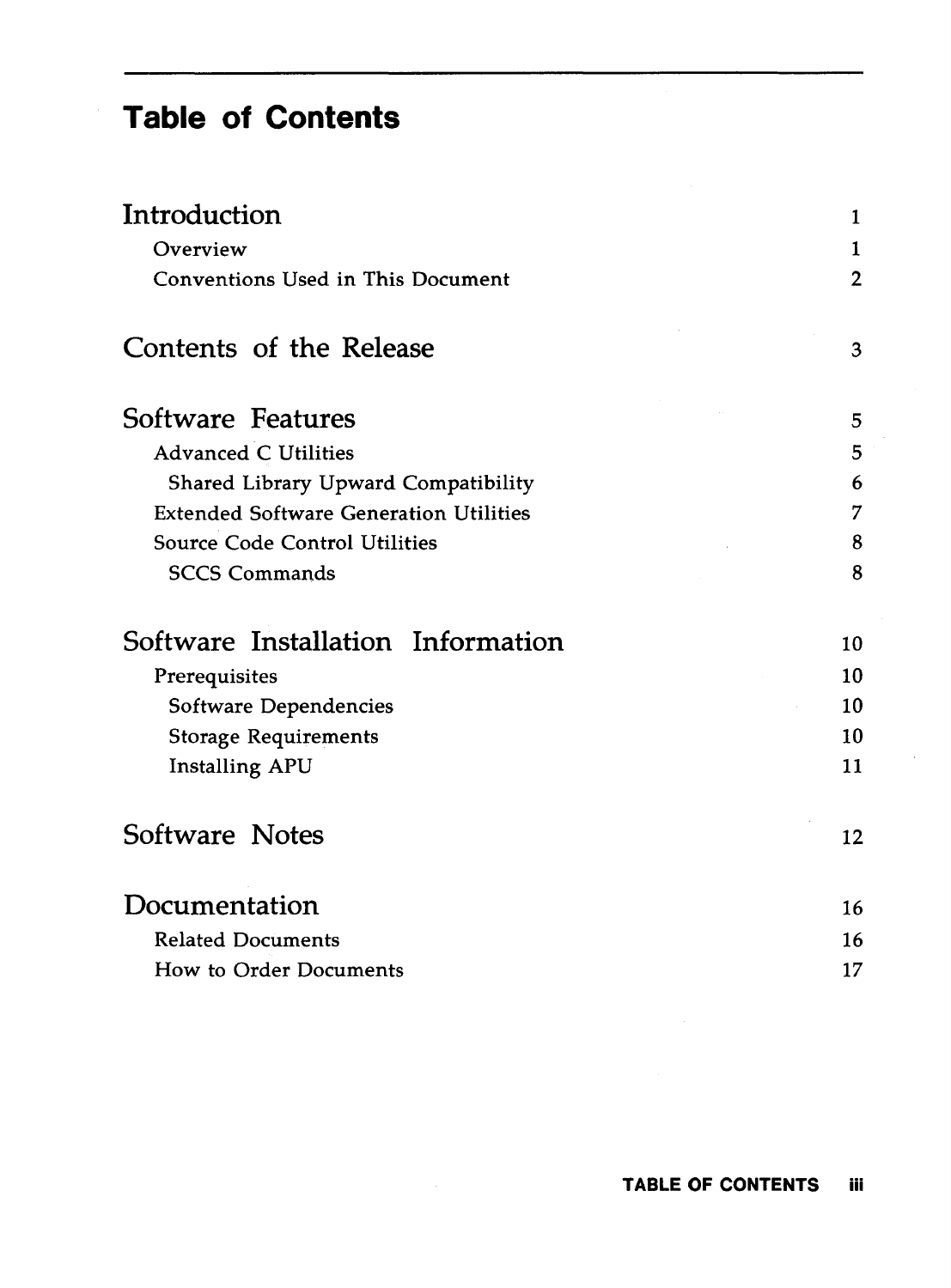# Table of Contents

| | |
|---|---|
| **Introduction** | 1 |
| Overview | 1 |
| Conventions Used in This Document | 2 |
| **Contents of the Release** | 3 |
| **Software Features** | 5 |
| Advanced C Utilities | 5 |
| Shared Library Upward Compatibility | 6 |
| Extended Software Generation Utilities | 7 |
| Source Code Control Utilities | 8 |
| SCCS Commands | 8 |
| **Software Installation Information** | 10 |
| Prerequisites | 10 |
| Software Dependencies | 10 |
| Storage Requirements | 10 |
| Installing APU | 11 |
| **Software Notes** | 12 |
| **Documentation** | 16 |
| Related Documents | 16 |
| How to Order Documents | 17 |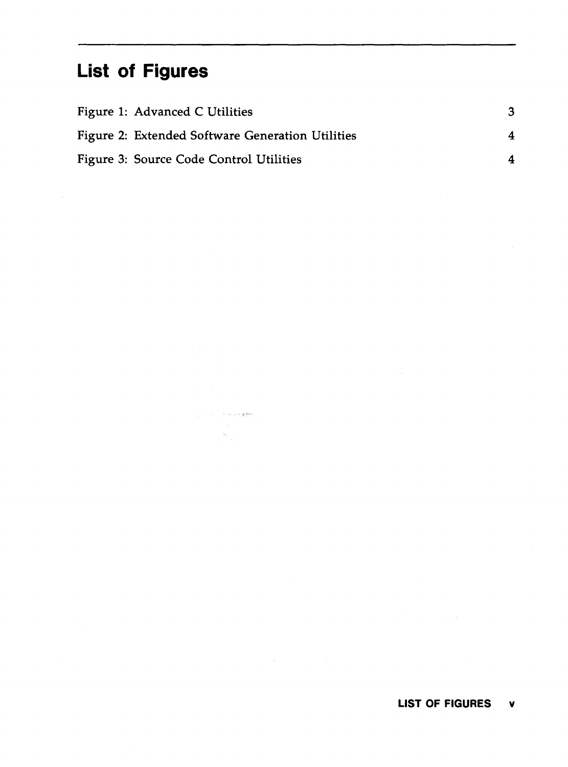# List of Figures

Figure 1: Advanced C Utilities 3

Figure 2: Extended Software Generation Utilities 4

Figure 3: Source Code Control Utilities 4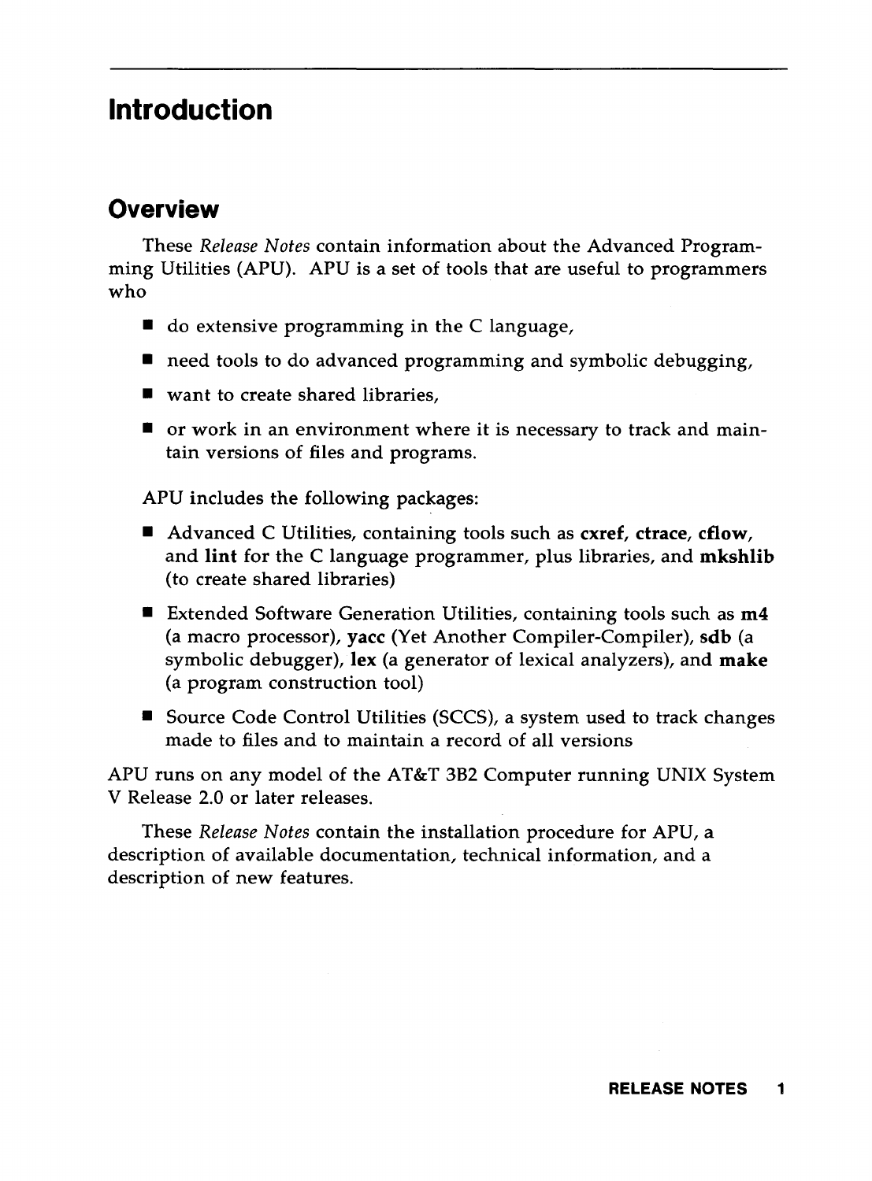# Introduction

## Overview

These *Release Notes* contain information about the Advanced Programming Utilities (APU). APU is a set of tools that are useful to programmers who

- do extensive programming in the C language,
- need tools to do advanced programming and symbolic debugging,
- want to create shared libraries,
- or work in an environment where it is necessary to track and maintain versions of files and programs.

APU includes the following packages:

- Advanced C Utilities, containing tools such as **cxref**, **ctrace**, **cflow**, and **lint** for the C language programmer, plus libraries, and **mkshlib** (to create shared libraries)
- Extended Software Generation Utilities, containing tools such as **m4** (a macro processor), **yacc** (Yet Another Compiler-Compiler), **sdb** (a symbolic debugger), **lex** (a generator of lexical analyzers), and **make** (a program construction tool)
- Source Code Control Utilities (SCCS), a system used to track changes made to files and to maintain a record of all versions

APU runs on any model of the AT&T 3B2 Computer running UNIX System V Release 2.0 or later releases.

These *Release Notes* contain the installation procedure for APU, a description of available documentation, technical information, and a description of new features.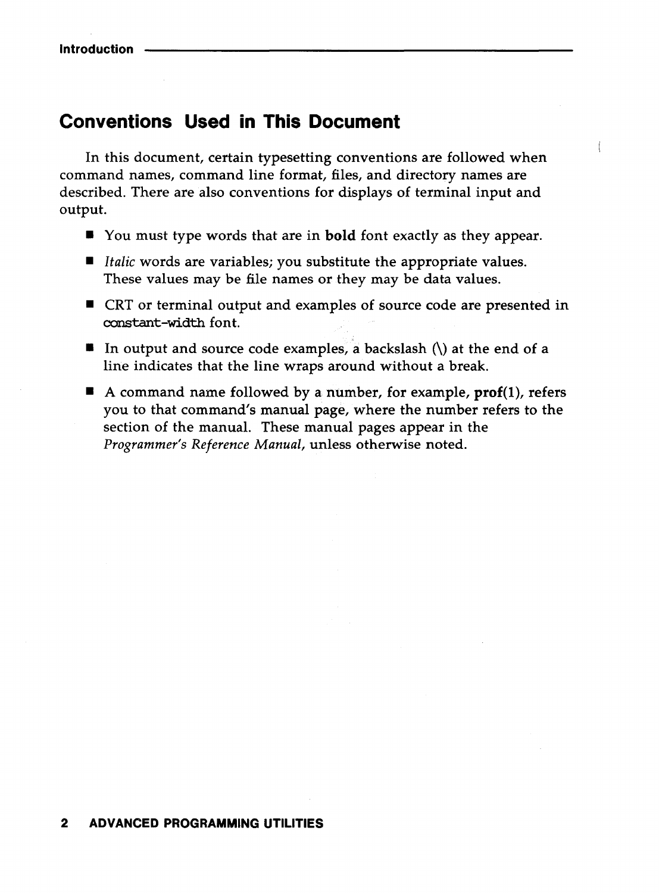## Conventions Used in This Document

In this document, certain typesetting conventions are followed when command names, command line format, files, and directory names are described. There are also conventions for displays of terminal input and output.

- You must type words that are in **bold** font exactly as they appear.
- *Italic* words are variables; you substitute the appropriate values. These values may be file names or they may be data values.
- CRT or terminal output and examples of source code are presented in `constant-width` font.
- In output and source code examples, a backslash (\) at the end of a line indicates that the line wraps around without a break.
- A command name followed by a number, for example, **prof**(1), refers you to that command's manual page, where the number refers to the section of the manual. These manual pages appear in the *Programmer's Reference Manual*, unless otherwise noted.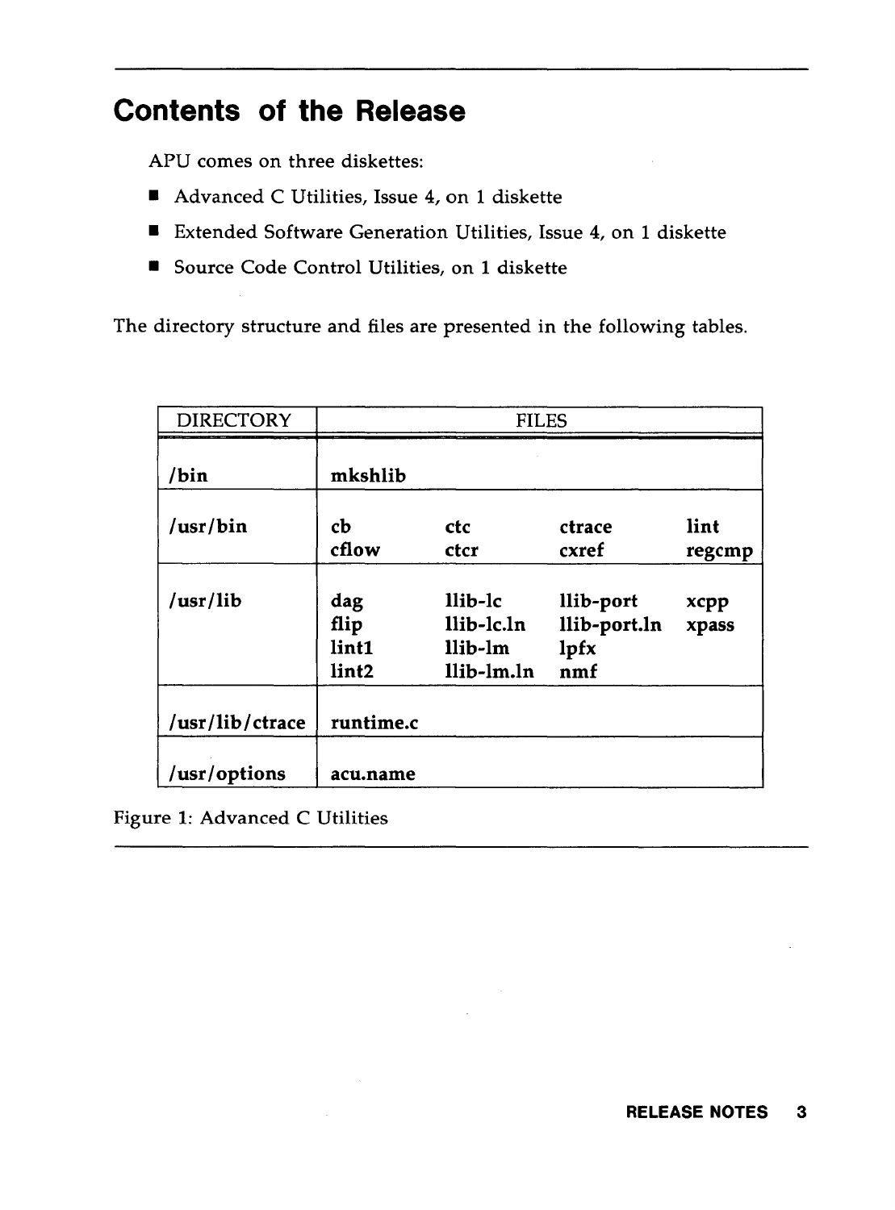## Contents of the Release

APU comes on three diskettes:

- Advanced C Utilities, Issue 4, on 1 diskette
- Extended Software Generation Utilities, Issue 4, on 1 diskette
- Source Code Control Utilities, on 1 diskette

The directory structure and files are presented in the following tables.

| DIRECTORY | FILES | | | |
|---|---|---|---|---|
| **/bin** | **mkshlib** | | | |
| **/usr/bin** | **cb**<br>**cflow** | **ctc**<br>**ctcr** | **ctrace**<br>**cxref** | **lint**<br>**regcmp** |
| **/usr/lib** | **dag**<br>**flip**<br>**lint1**<br>**lint2** | **llib-lc**<br>**llib-lc.ln**<br>**llib-lm**<br>**llib-lm.ln** | **llib-port**<br>**llib-port.ln**<br>**lpfx**<br>**nmf** | **xcpp**<br>**xpass** |
| **/usr/lib/ctrace** | **runtime.c** | | | |
| **/usr/options** | **acu.name** | | | |

Figure 1: Advanced C Utilities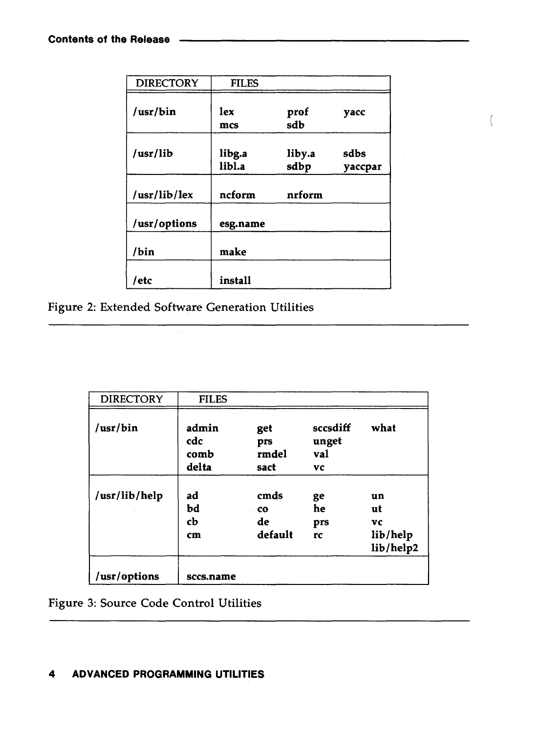| DIRECTORY | FILES | | |
|---|---|---|---|
| /usr/bin | lex | prof | yacc |
| | mcs | sdb | |
| /usr/lib | libg.a | liby.a | sdbs |
| | libl.a | sdbp | yaccpar |
| /usr/lib/lex | ncform | nrform | |
| /usr/options | esg.name | | |
| /bin | make | | |
| /etc | install | | |

Figure 2: Extended Software Generation Utilities

| DIRECTORY | FILES | | | |
|---|---|---|---|---|
| /usr/bin | admin | get | sccsdiff | what |
| | cdc | prs | unget | |
| | comb | rmdel | val | |
| | delta | sact | vc | |
| /usr/lib/help | ad | cmds | ge | un |
| | bd | co | he | ut |
| | cb | de | prs | vc |
| | cm | default | rc | lib/help |
| | | | | lib/help2 |
| /usr/options | sccs.name | | | |

Figure 3: Source Code Control Utilities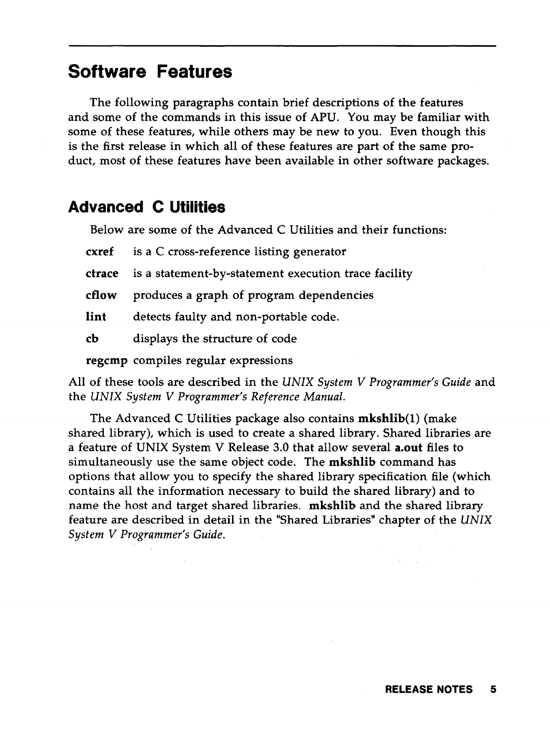## Software Features

The following paragraphs contain brief descriptions of the features and some of the commands in this issue of APU. You may be familiar with some of these features, while others may be new to you. Even though this is the first release in which all of these features are part of the same product, most of these features have been available in other software packages.

### Advanced C Utilities

Below are some of the Advanced C Utilities and their functions:

- **cxref** is a C cross-reference listing generator
- **ctrace** is a statement-by-statement execution trace facility
- **cflow** produces a graph of program dependencies
- **lint** detects faulty and non-portable code.
- **cb** displays the structure of code
- **regcmp** compiles regular expressions

All of these tools are described in the *UNIX System V Programmer's Guide* and the *UNIX System V Programmer's Reference Manual.*

The Advanced C Utilities package also contains **mkshlib**(1) (make shared library), which is used to create a shared library. Shared libraries are a feature of UNIX System V Release 3.0 that allow several **a.out** files to simultaneously use the same object code. The **mkshlib** command has options that allow you to specify the shared library specification file (which contains all the information necessary to build the shared library) and to name the host and target shared libraries. **mkshlib** and the shared library feature are described in detail in the "Shared Libraries" chapter of the *UNIX System V Programmer's Guide.*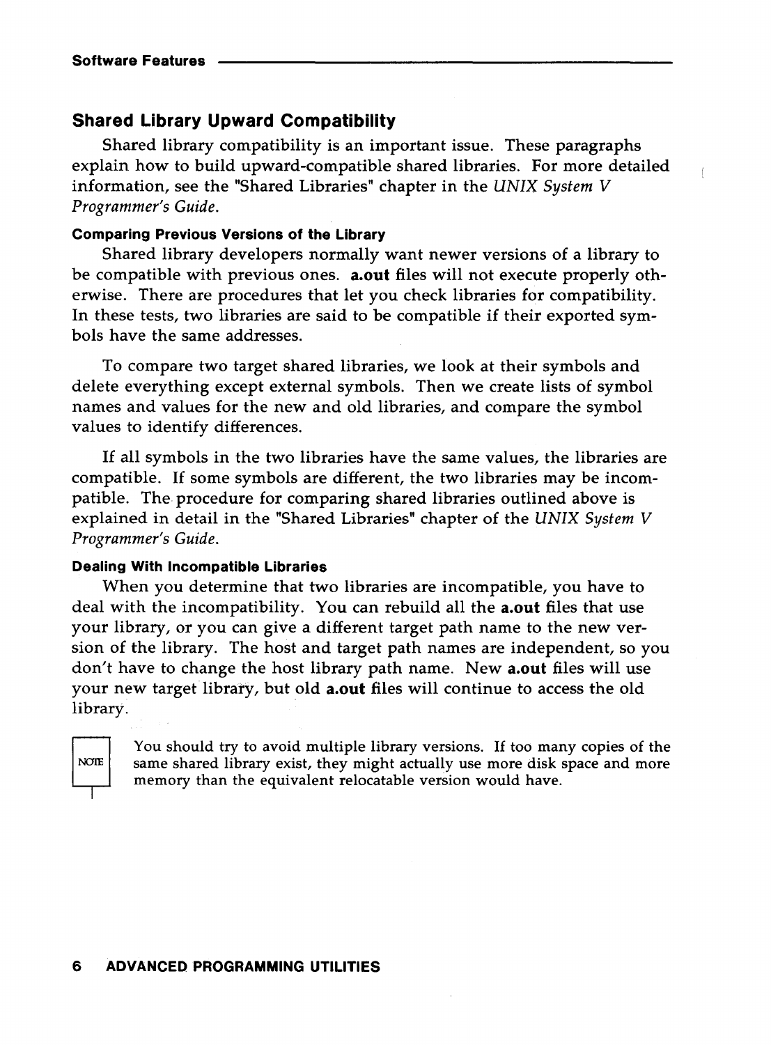## Shared Library Upward Compatibility

Shared library compatibility is an important issue. These paragraphs explain how to build upward-compatible shared libraries. For more detailed information, see the "Shared Libraries" chapter in the *UNIX System V Programmer's Guide.*

### Comparing Previous Versions of the Library

Shared library developers normally want newer versions of a library to be compatible with previous ones. **a.out** files will not execute properly otherwise. There are procedures that let you check libraries for compatibility. In these tests, two libraries are said to be compatible if their exported symbols have the same addresses.

To compare two target shared libraries, we look at their symbols and delete everything except external symbols. Then we create lists of symbol names and values for the new and old libraries, and compare the symbol values to identify differences.

If all symbols in the two libraries have the same values, the libraries are compatible. If some symbols are different, the two libraries may be incompatible. The procedure for comparing shared libraries outlined above is explained in detail in the "Shared Libraries" chapter of the *UNIX System V Programmer's Guide.*

### Dealing With Incompatible Libraries

When you determine that two libraries are incompatible, you have to deal with the incompatibility. You can rebuild all the **a.out** files that use your library, or you can give a different target path name to the new version of the library. The host and target path names are independent, so you don't have to change the host library path name. New **a.out** files will use your new target library, but old **a.out** files will continue to access the old library.

NOTE: You should try to avoid multiple library versions. If too many copies of the same shared library exist, they might actually use more disk space and more memory than the equivalent relocatable version would have.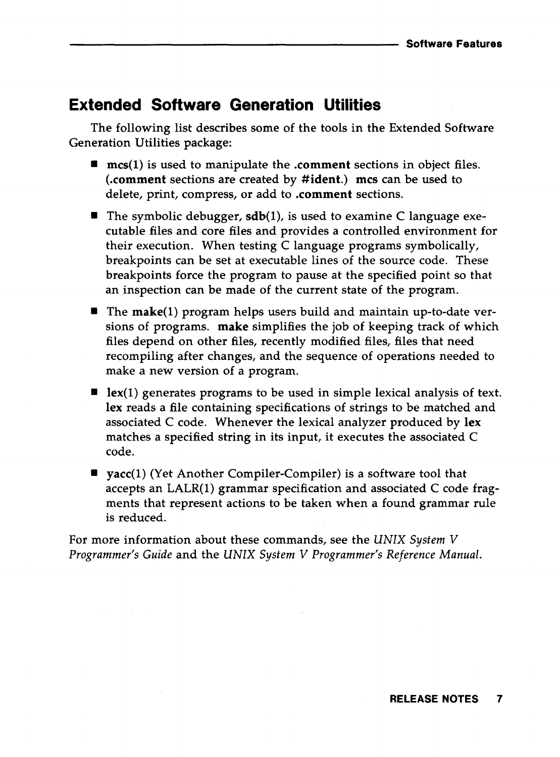## Extended Software Generation Utilities

The following list describes some of the tools in the Extended Software Generation Utilities package:

- **mcs(1)** is used to manipulate the **.comment** sections in object files. (**.comment** sections are created by **#ident**.) **mcs** can be used to delete, print, compress, or add to **.comment** sections.
- The symbolic debugger, **sdb(1)**, is used to examine C language executable files and core files and provides a controlled environment for their execution. When testing C language programs symbolically, breakpoints can be set at executable lines of the source code. These breakpoints force the program to pause at the specified point so that an inspection can be made of the current state of the program.
- The **make(1)** program helps users build and maintain up-to-date versions of programs. **make** simplifies the job of keeping track of which files depend on other files, recently modified files, files that need recompiling after changes, and the sequence of operations needed to make a new version of a program.
- **lex(1)** generates programs to be used in simple lexical analysis of text. **lex** reads a file containing specifications of strings to be matched and associated C code. Whenever the lexical analyzer produced by **lex** matches a specified string in its input, it executes the associated C code.
- **yacc(1)** (Yet Another Compiler-Compiler) is a software tool that accepts an LALR(1) grammar specification and associated C code fragments that represent actions to be taken when a found grammar rule is reduced.

For more information about these commands, see the *UNIX System V Programmer's Guide* and the *UNIX System V Programmer's Reference Manual*.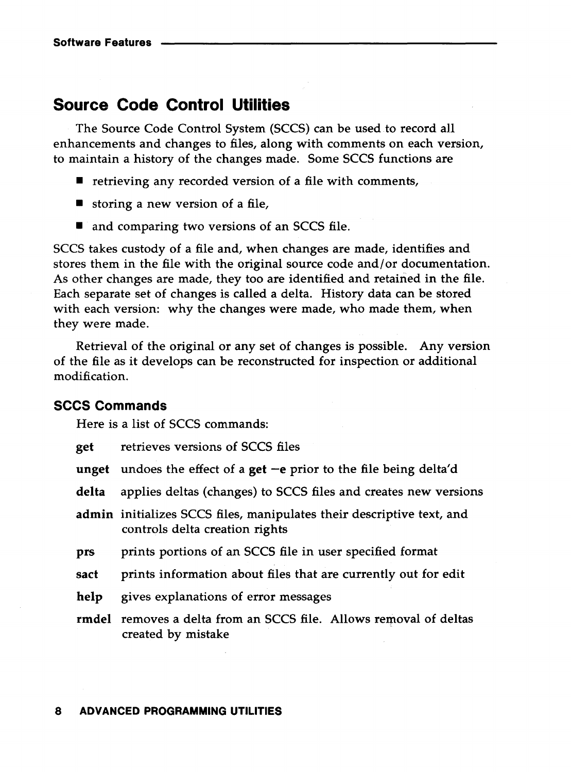## Source Code Control Utilities

The Source Code Control System (SCCS) can be used to record all enhancements and changes to files, along with comments on each version, to maintain a history of the changes made. Some SCCS functions are

- retrieving any recorded version of a file with comments,
- storing a new version of a file,
- and comparing two versions of an SCCS file.

SCCS takes custody of a file and, when changes are made, identifies and stores them in the file with the original source code and/or documentation. As other changes are made, they too are identified and retained in the file. Each separate set of changes is called a delta. History data can be stored with each version: why the changes were made, who made them, when they were made.

Retrieval of the original or any set of changes is possible. Any version of the file as it develops can be reconstructed for inspection or additional modification.

### SCCS Commands

Here is a list of SCCS commands:

**get** retrieves versions of SCCS files

**unget** undoes the effect of a **get −e** prior to the file being delta'd

**delta** applies deltas (changes) to SCCS files and creates new versions

**admin** initializes SCCS files, manipulates their descriptive text, and controls delta creation rights

**prs** prints portions of an SCCS file in user specified format

**sact** prints information about files that are currently out for edit

**help** gives explanations of error messages

**rmdel** removes a delta from an SCCS file. Allows removal of deltas created by mistake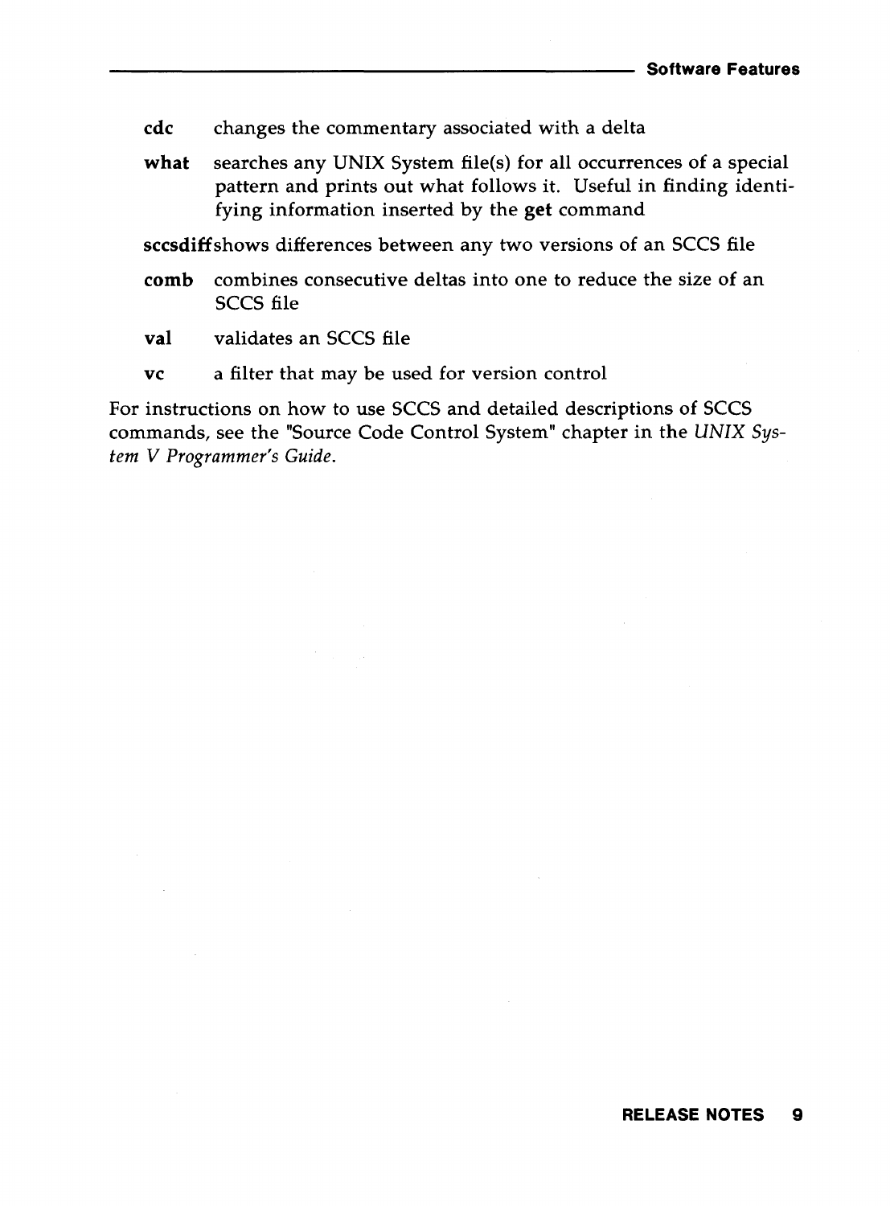**cdc** changes the commentary associated with a delta

**what** searches any UNIX System file(s) for all occurrences of a special pattern and prints out what follows it. Useful in finding identifying information inserted by the **get** command

**sccsdiff** shows differences between any two versions of an SCCS file

**comb** combines consecutive deltas into one to reduce the size of an SCCS file

**val** validates an SCCS file

**vc** a filter that may be used for version control

For instructions on how to use SCCS and detailed descriptions of SCCS commands, see the "Source Code Control System" chapter in the *UNIX System V Programmer's Guide.*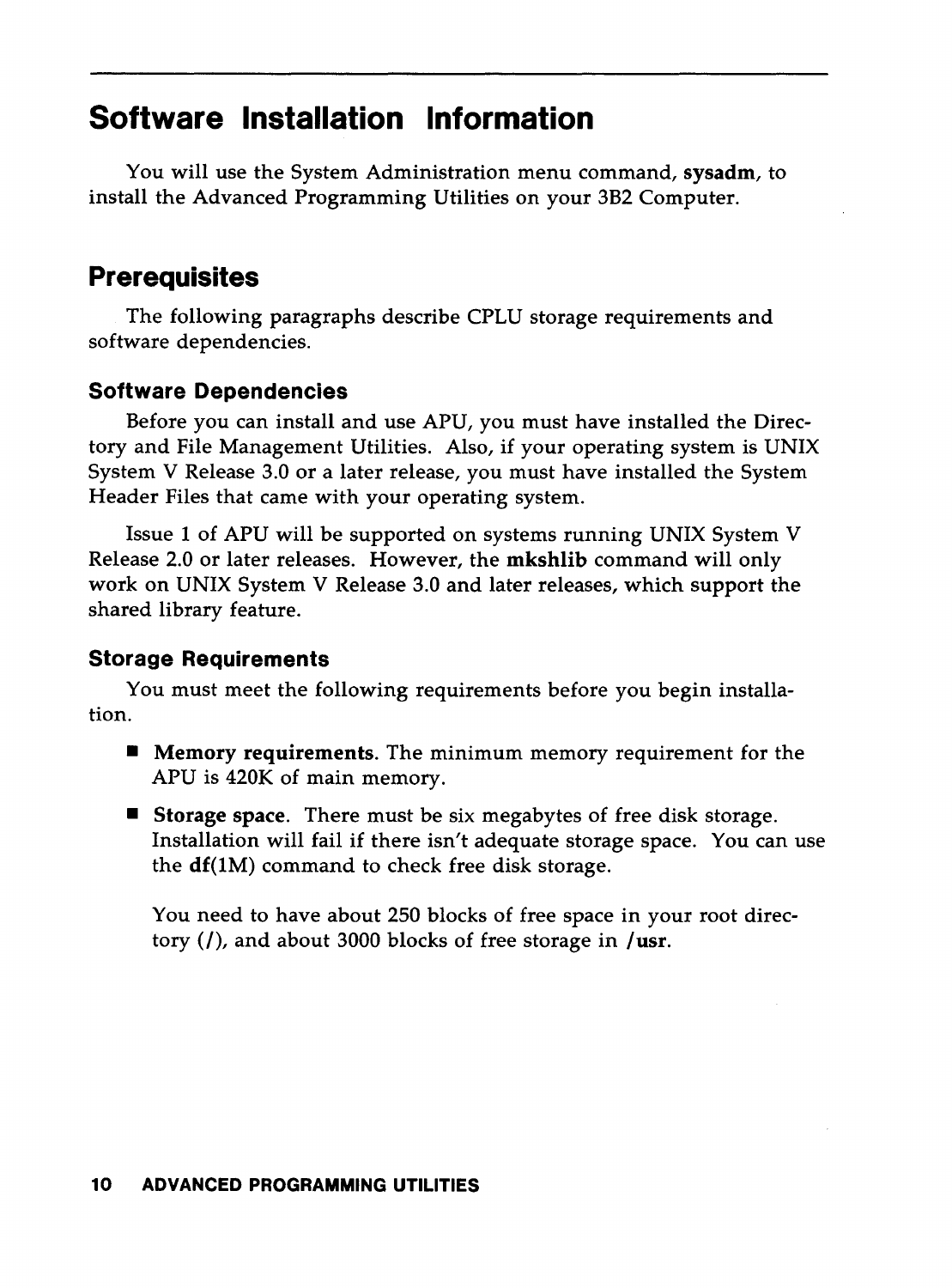# Software Installation Information

You will use the System Administration menu command, **sysadm**, to install the Advanced Programming Utilities on your 3B2 Computer.

## Prerequisites

The following paragraphs describe CPLU storage requirements and software dependencies.

### Software Dependencies

Before you can install and use APU, you must have installed the Directory and File Management Utilities. Also, if your operating system is UNIX System V Release 3.0 or a later release, you must have installed the System Header Files that came with your operating system.

Issue 1 of APU will be supported on systems running UNIX System V Release 2.0 or later releases. However, the **mkshlib** command will only work on UNIX System V Release 3.0 and later releases, which support the shared library feature.

### Storage Requirements

You must meet the following requirements before you begin installation.

- **Memory requirements.** The minimum memory requirement for the APU is 420K of main memory.
- **Storage space**. There must be six megabytes of free disk storage. Installation will fail if there isn't adequate storage space. You can use the **df**(1M) command to check free disk storage.

  You need to have about 250 blocks of free space in your root directory (**/**), and about 3000 blocks of free storage in **/usr**.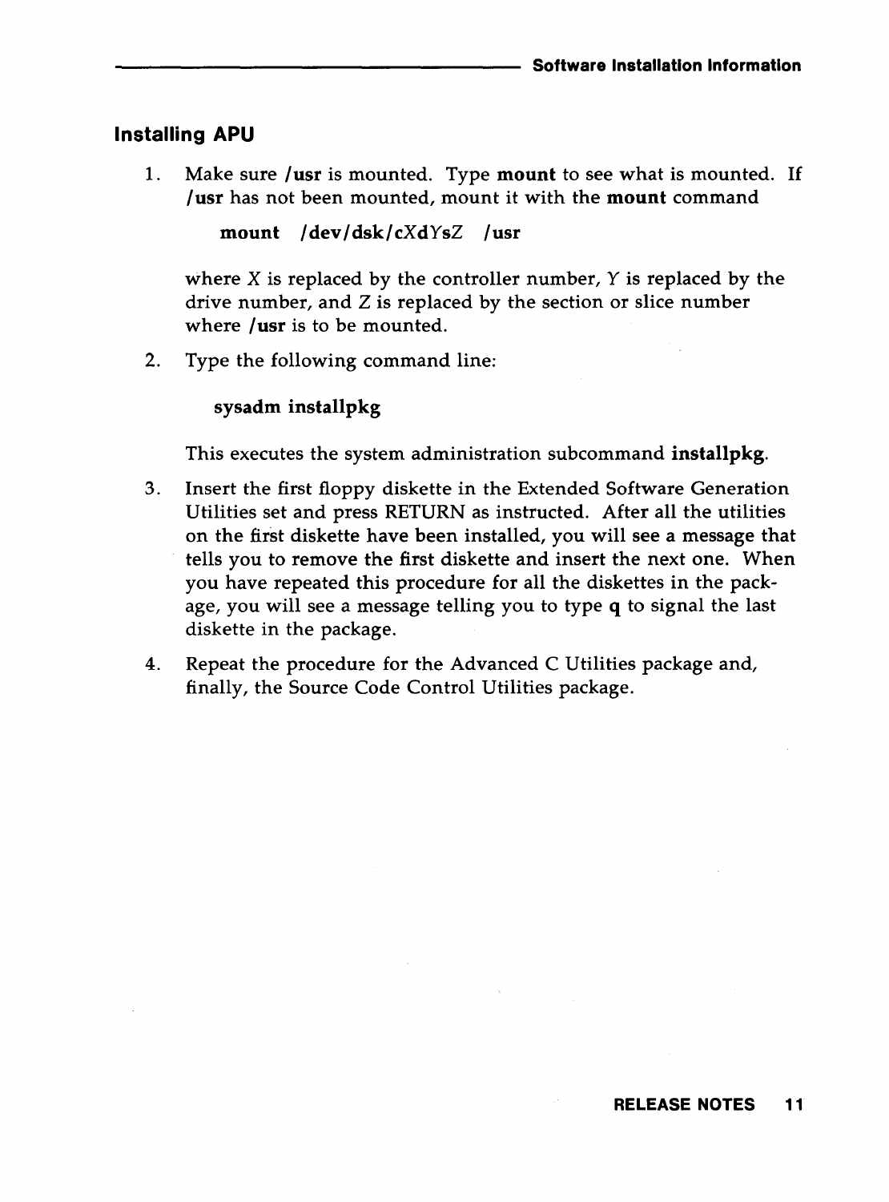## Installing APU

1. Make sure **/usr** is mounted. Type **mount** to see what is mounted. If **/usr** has not been mounted, mount it with the **mount** command

   **mount /dev/dsk/c*X*d*Y*s*Z* /usr**

   where *X* is replaced by the controller number, *Y* is replaced by the drive number, and *Z* is replaced by the section or slice number where **/usr** is to be mounted.

2. Type the following command line:

   **sysadm installpkg**

   This executes the system administration subcommand **installpkg**.

3. Insert the first floppy diskette in the Extended Software Generation Utilities set and press RETURN as instructed. After all the utilities on the first diskette have been installed, you will see a message that tells you to remove the first diskette and insert the next one. When you have repeated this procedure for all the diskettes in the package, you will see a message telling you to type **q** to signal the last diskette in the package.

4. Repeat the procedure for the Advanced C Utilities package and, finally, the Source Code Control Utilities package.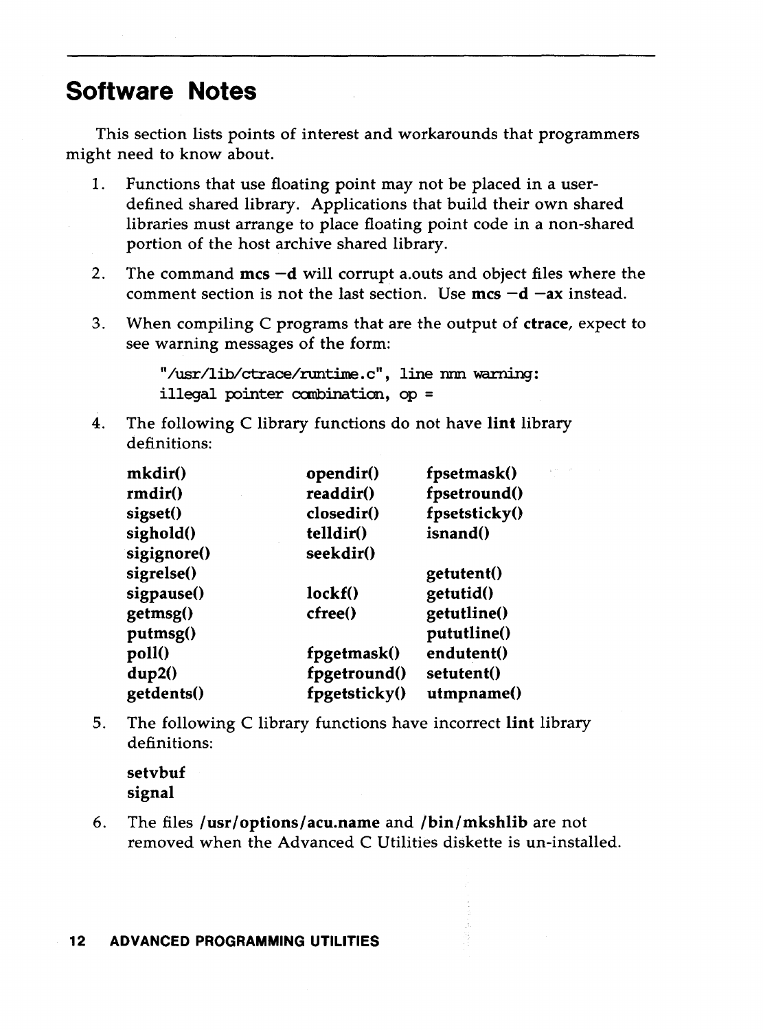# Software Notes

This section lists points of interest and workarounds that programmers might need to know about.

1. Functions that use floating point may not be placed in a user-defined shared library. Applications that build their own shared libraries must arrange to place floating point code in a non-shared portion of the host archive shared library.

2. The command **mcs −d** will corrupt a.outs and object files where the comment section is not the last section. Use **mcs −d −ax** instead.

3. When compiling C programs that are the output of **ctrace**, expect to see warning messages of the form:

   ```
   "/usr/lib/ctrace/runtime.c", line nnn warning:
   illegal pointer combination, op =
   ```

4. The following C library functions do not have **lint** library definitions:

   | | | |
   |---|---|---|
   | **mkdir()** | **opendir()** | **fpsetmask()** |
   | **rmdir()** | **readdir()** | **fpsetround()** |
   | **sigset()** | **closedir()** | **fpsetsticky()** |
   | **sighold()** | **telldir()** | **isnand()** |
   | **sigignore()** | **seekdir()** | |
   | **sigrelse()** | | **getutent()** |
   | **sigpause()** | **lockf()** | **getutid()** |
   | **getmsg()** | **cfree()** | **getutline()** |
   | **putmsg()** | | **pututline()** |
   | **poll()** | **fpgetmask()** | **endutent()** |
   | **dup2()** | **fpgetround()** | **setutent()** |
   | **getdents()** | **fpgetsticky()** | **utmpname()** |

5. The following C library functions have incorrect **lint** library definitions:

   **setvbuf**
   **signal**

6. The files **/usr/options/acu.name** and **/bin/mkshlib** are not removed when the Advanced C Utilities diskette is un-installed.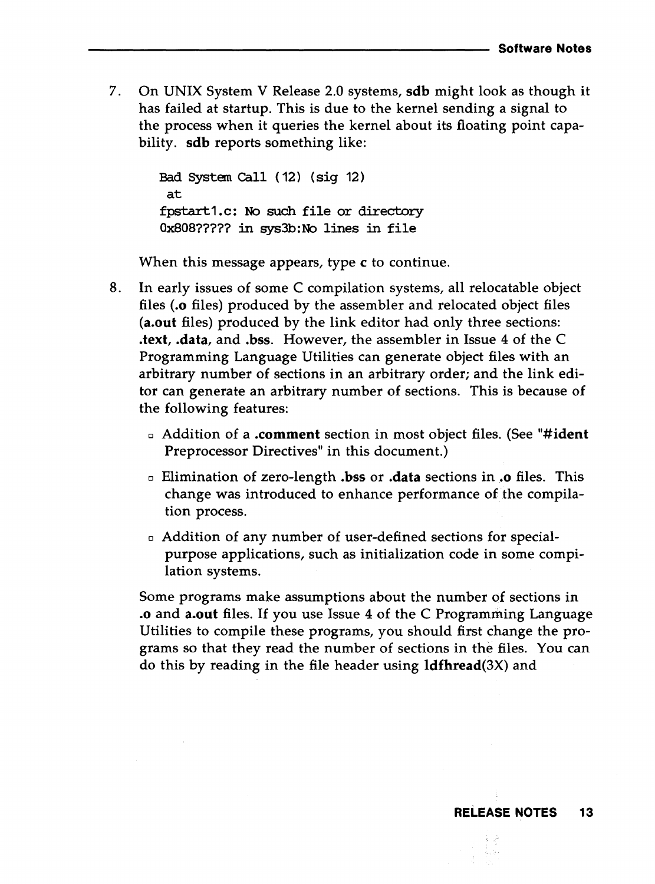7. On UNIX System V Release 2.0 systems, **sdb** might look as though it has failed at startup. This is due to the kernel sending a signal to the process when it queries the kernel about its floating point capability. **sdb** reports something like:

   ```
   Bad System Call (12) (sig 12)
    at
   fpstart1.c: No such file or directory
   0x808????? in sys3b:No lines in file
   ```

   When this message appears, type **c** to continue.

8. In early issues of some C compilation systems, all relocatable object files (**.o** files) produced by the assembler and relocated object files (**a.out** files) produced by the link editor had only three sections: **.text**, **.data**, and **.bss**. However, the assembler in Issue 4 of the C Programming Language Utilities can generate object files with an arbitrary number of sections in an arbitrary order; and the link editor can generate an arbitrary number of sections. This is because of the following features:

   - Addition of a **.comment** section in most object files. (See "**#ident** Preprocessor Directives" in this document.)
   - Elimination of zero-length **.bss** or **.data** sections in **.o** files. This change was introduced to enhance performance of the compilation process.
   - Addition of any number of user-defined sections for special-purpose applications, such as initialization code in some compilation systems.

   Some programs make assumptions about the number of sections in **.o** and **a.out** files. If you use Issue 4 of the C Programming Language Utilities to compile these programs, you should first change the programs so that they read the number of sections in the files. You can do this by reading in the file header using **ldfhread**(3X) and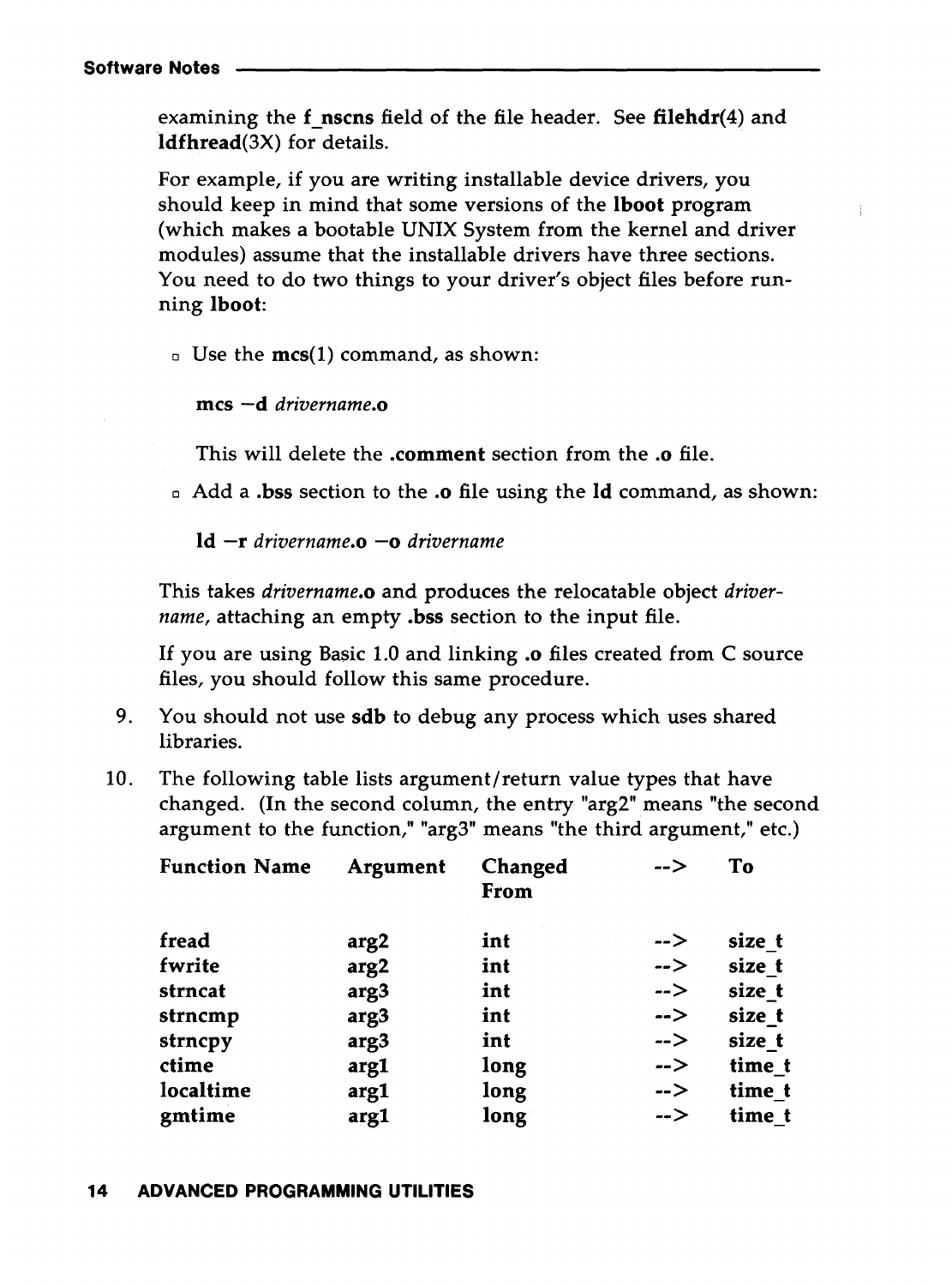examining the **f_nscns** field of the file header. See **filehdr**(4) and **ldfhread**(3X) for details.

For example, if you are writing installable device drivers, you should keep in mind that some versions of the **lboot** program (which makes a bootable UNIX System from the kernel and driver modules) assume that the installable drivers have three sections. You need to do two things to your driver's object files before running **lboot**:

- Use the **mcs**(1) command, as shown:

  **mcs −d** *drivername***.o**

  This will delete the **.comment** section from the **.o** file.

- Add a **.bss** section to the **.o** file using the **ld** command, as shown:

  **ld −r** *drivername***.o −o** *drivername*

This takes *drivername***.o** and produces the relocatable object *drivername*, attaching an empty **.bss** section to the input file.

If you are using Basic 1.0 and linking **.o** files created from C source files, you should follow this same procedure.

9. You should not use **sdb** to debug any process which uses shared libraries.

10. The following table lists argument/return value types that have changed. (In the second column, the entry "arg2" means "the second argument to the function," "arg3" means "the third argument," etc.)

| Function Name | Argument | Changed From | --> | To |
|---|---|---|---|---|
| fread | arg2 | int | --> | size_t |
| fwrite | arg2 | int | --> | size_t |
| strncat | arg3 | int | --> | size_t |
| strncmp | arg3 | int | --> | size_t |
| strncpy | arg3 | int | --> | size_t |
| ctime | arg1 | long | --> | time_t |
| localtime | arg1 | long | --> | time_t |
| gmtime | arg1 | long | --> | time_t |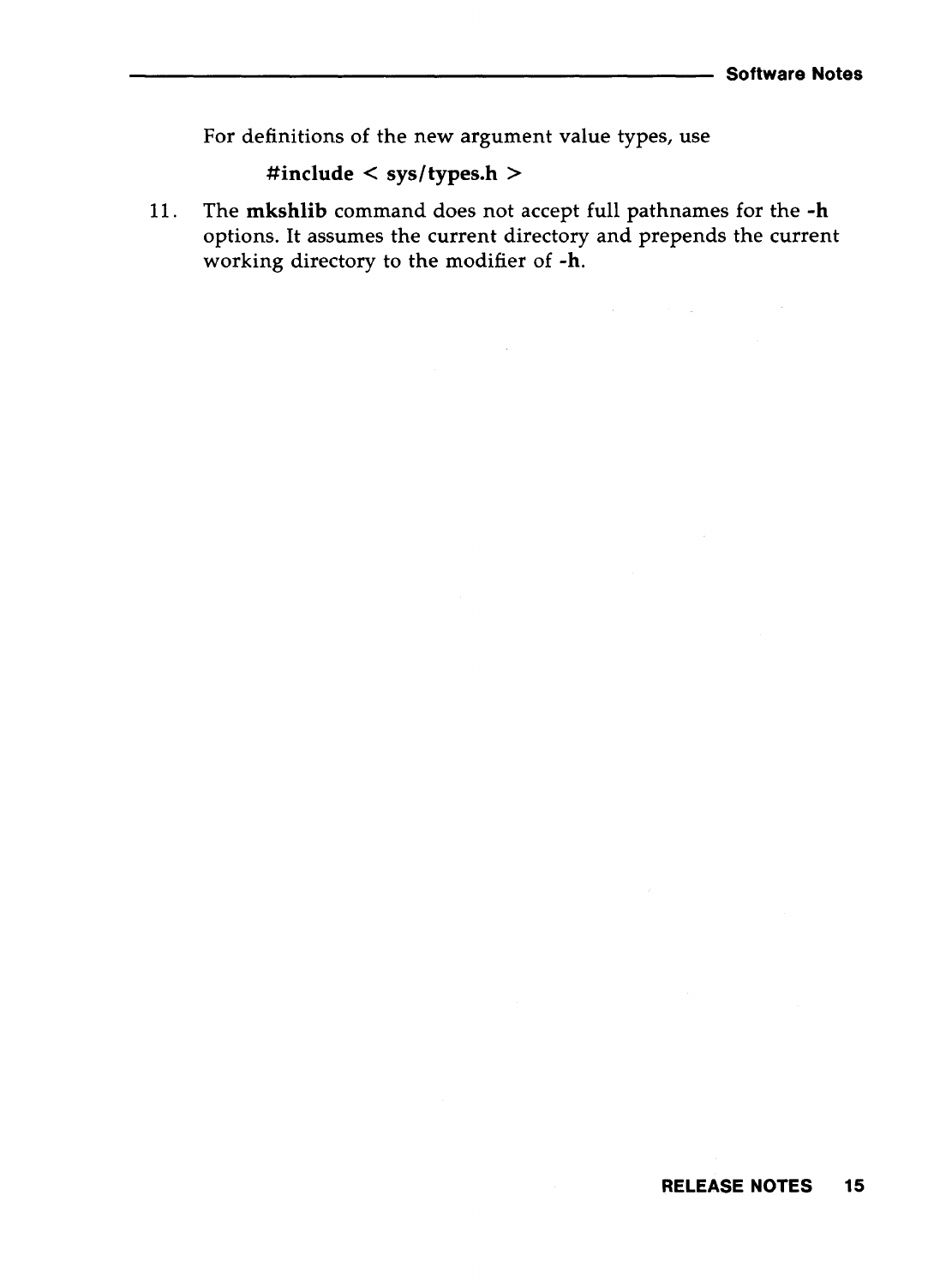For definitions of the new argument value types, use

**#include < sys/types.h >**

11. The **mkshlib** command does not accept full pathnames for the **-h** options. It assumes the current directory and prepends the current working directory to the modifier of **-h**.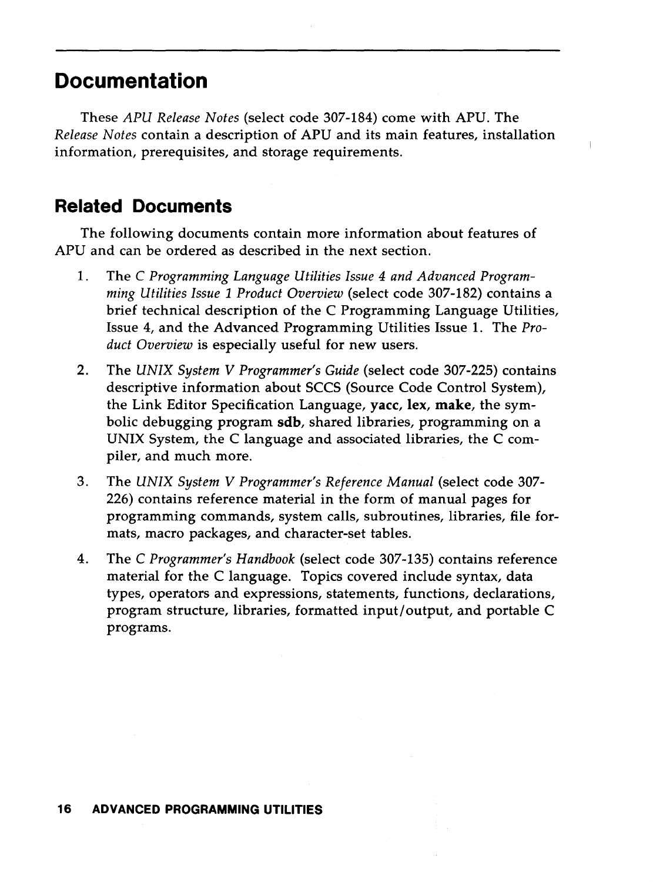# Documentation

These *APU Release Notes* (select code 307-184) come with APU. The *Release Notes* contain a description of APU and its main features, installation information, prerequisites, and storage requirements.

## Related Documents

The following documents contain more information about features of APU and can be ordered as described in the next section.

1. The *C Programming Language Utilities Issue 4 and Advanced Programming Utilities Issue 1 Product Overview* (select code 307-182) contains a brief technical description of the C Programming Language Utilities, Issue 4, and the Advanced Programming Utilities Issue 1. The *Product Overview* is especially useful for new users.

2. The *UNIX System V Programmer's Guide* (select code 307-225) contains descriptive information about SCCS (Source Code Control System), the Link Editor Specification Language, **yacc**, **lex**, **make**, the symbolic debugging program **sdb**, shared libraries, programming on a UNIX System, the C language and associated libraries, the C compiler, and much more.

3. The *UNIX System V Programmer's Reference Manual* (select code 307-226) contains reference material in the form of manual pages for programming commands, system calls, subroutines, libraries, file formats, macro packages, and character-set tables.

4. The *C Programmer's Handbook* (select code 307-135) contains reference material for the C language. Topics covered include syntax, data types, operators and expressions, statements, functions, declarations, program structure, libraries, formatted input/output, and portable C programs.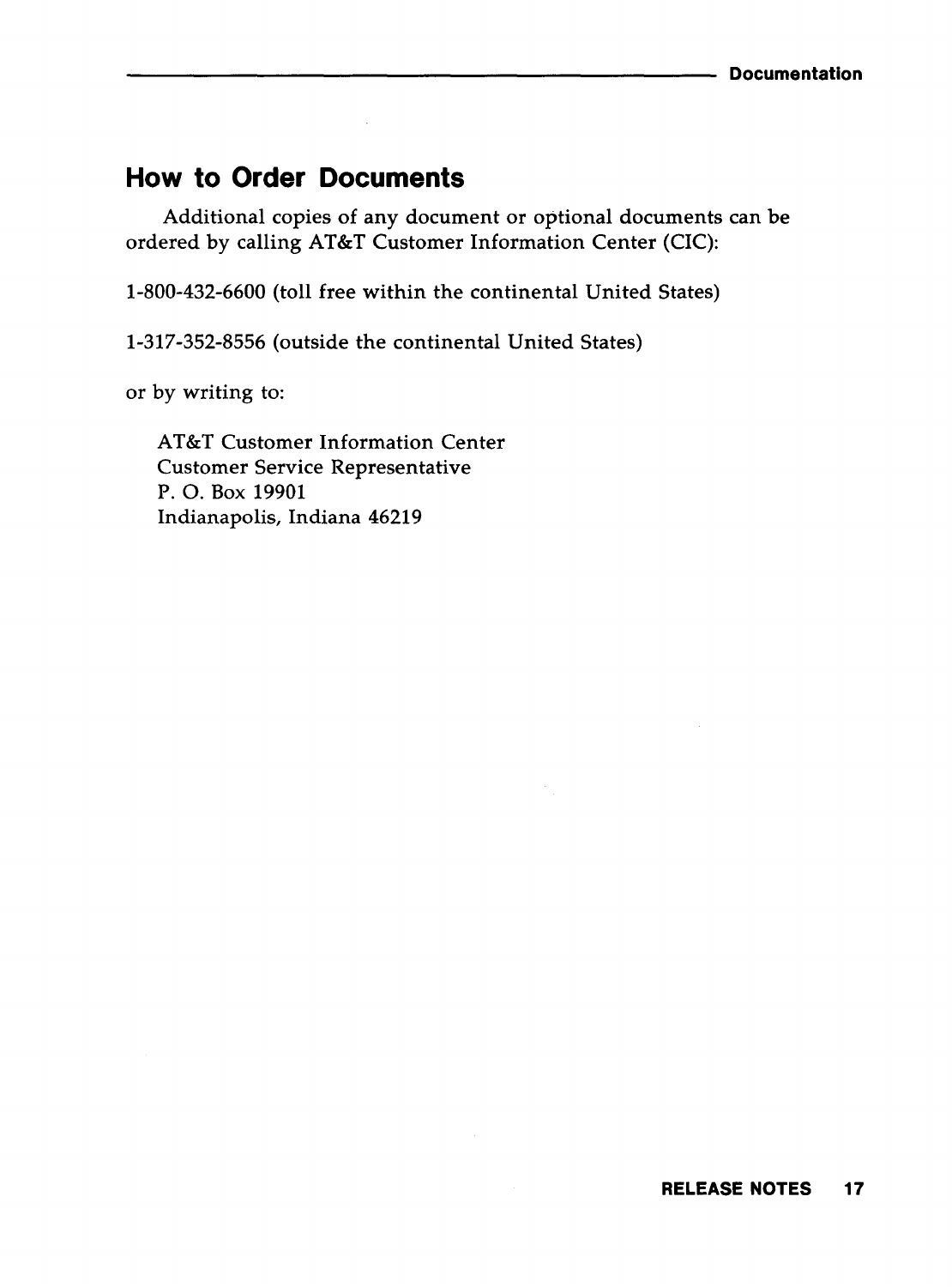## How to Order Documents

Additional copies of any document or optional documents can be ordered by calling AT&T Customer Information Center (CIC):

1-800-432-6600 (toll free within the continental United States)

1-317-352-8556 (outside the continental United States)

or by writing to:

AT&T Customer Information Center
Customer Service Representative
P. O. Box 19901
Indianapolis, Indiana 46219